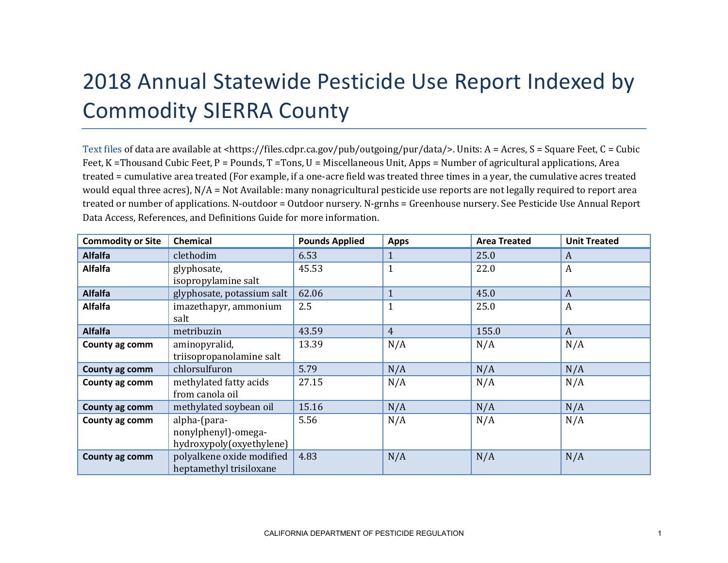# 2018 Annual Statewide Pesticide Use Report Indexed by Commodity SIERRA County

Text files of data are available at <https://files.cdpr.ca.gov/pub/outgoing/pur/data/>. Units: A = Acres, S = Square Feet, C = Cubic Feet, K =Thousand Cubic Feet, P = Pounds, T =Tons, U = Miscellaneous Unit, Apps = Number of agricultural applications, Area treated = cumulative area treated (For example, if a one-acre field was treated three times in a year, the cumulative acres treated would equal three acres), N/A = Not Available: many nonagricultural pesticide use reports are not legally required to report area treated or number of applications. N-outdoor = Outdoor nursery. N-grnhs = Greenhouse nursery. See Pesticide Use Annual Report Data Access, References, and Definitions Guide for more information.

| Commodity or Site | Chemical | Pounds Applied | Apps | Area Treated | Unit Treated |
|---|---|---|---|---|---|
| **Alfalfa** | clethodim | 6.53 | 1 | 25.0 | A |
| **Alfalfa** | glyphosate, isopropylamine salt | 45.53 | 1 | 22.0 | A |
| **Alfalfa** | glyphosate, potassium salt | 62.06 | 1 | 45.0 | A |
| **Alfalfa** | imazethapyr, ammonium salt | 2.5 | 1 | 25.0 | A |
| **Alfalfa** | metribuzin | 43.59 | 4 | 155.0 | A |
| **County ag comm** | aminopyralid, triisopropanolamine salt | 13.39 | N/A | N/A | N/A |
| **County ag comm** | chlorsulfuron | 5.79 | N/A | N/A | N/A |
| **County ag comm** | methylated fatty acids from canola oil | 27.15 | N/A | N/A | N/A |
| **County ag comm** | methylated soybean oil | 15.16 | N/A | N/A | N/A |
| **County ag comm** | alpha-(para-nonylphenyl)-omega-hydroxypoly(oxyethylene) | 5.56 | N/A | N/A | N/A |
| **County ag comm** | polyalkene oxide modified heptamethyl trisiloxane | 4.83 | N/A | N/A | N/A |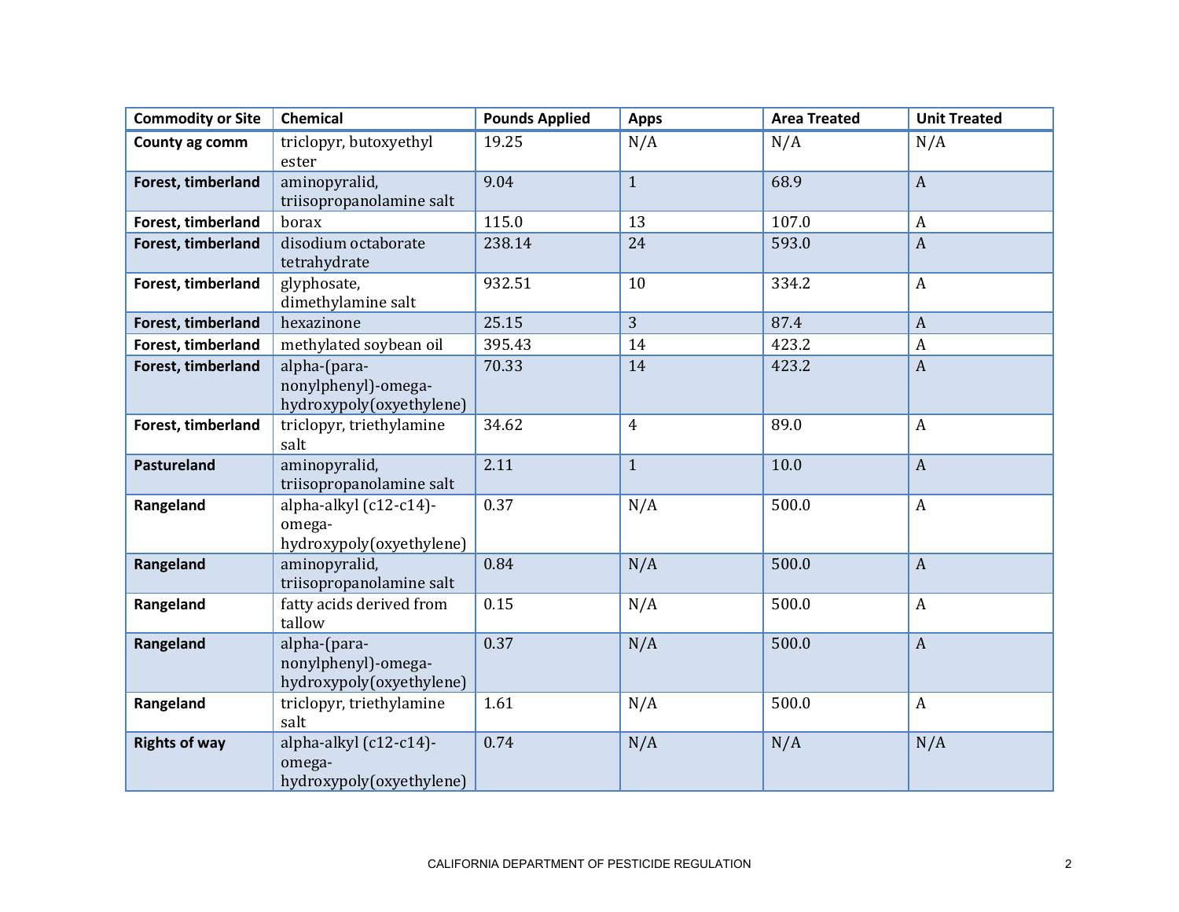| Commodity or Site | Chemical | Pounds Applied | Apps | Area Treated | Unit Treated |
|---|---|---|---|---|---|
| **County ag comm** | triclopyr, butoxyethyl ester | 19.25 | N/A | N/A | N/A |
| **Forest, timberland** | aminopyralid, triisopropanolamine salt | 9.04 | 1 | 68.9 | A |
| **Forest, timberland** | borax | 115.0 | 13 | 107.0 | A |
| **Forest, timberland** | disodium octaborate tetrahydrate | 238.14 | 24 | 593.0 | A |
| **Forest, timberland** | glyphosate, dimethylamine salt | 932.51 | 10 | 334.2 | A |
| **Forest, timberland** | hexazinone | 25.15 | 3 | 87.4 | A |
| **Forest, timberland** | methylated soybean oil | 395.43 | 14 | 423.2 | A |
| **Forest, timberland** | alpha-(para-nonylphenyl)-omega-hydroxypoly(oxyethylene) | 70.33 | 14 | 423.2 | A |
| **Forest, timberland** | triclopyr, triethylamine salt | 34.62 | 4 | 89.0 | A |
| **Pastureland** | aminopyralid, triisopropanolamine salt | 2.11 | 1 | 10.0 | A |
| **Rangeland** | alpha-alkyl (c12-c14)-omega-hydroxypoly(oxyethylene) | 0.37 | N/A | 500.0 | A |
| **Rangeland** | aminopyralid, triisopropanolamine salt | 0.84 | N/A | 500.0 | A |
| **Rangeland** | fatty acids derived from tallow | 0.15 | N/A | 500.0 | A |
| **Rangeland** | alpha-(para-nonylphenyl)-omega-hydroxypoly(oxyethylene) | 0.37 | N/A | 500.0 | A |
| **Rangeland** | triclopyr, triethylamine salt | 1.61 | N/A | 500.0 | A |
| **Rights of way** | alpha-alkyl (c12-c14)-omega-hydroxypoly(oxyethylene) | 0.74 | N/A | N/A | N/A |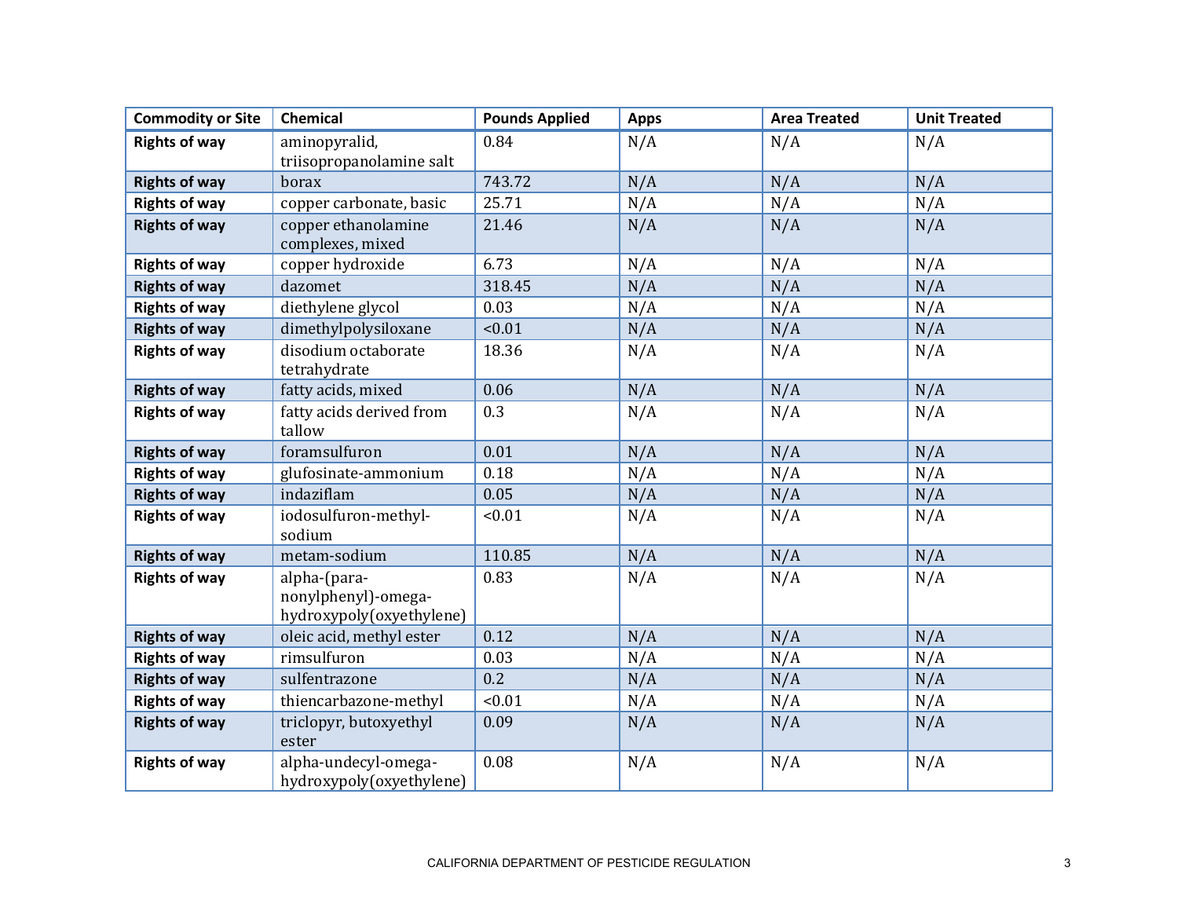| Commodity or Site | Chemical | Pounds Applied | Apps | Area Treated | Unit Treated |
|---|---|---|---|---|---|
| **Rights of way** | aminopyralid, triisopropanolamine salt | 0.84 | N/A | N/A | N/A |
| **Rights of way** | borax | 743.72 | N/A | N/A | N/A |
| **Rights of way** | copper carbonate, basic | 25.71 | N/A | N/A | N/A |
| **Rights of way** | copper ethanolamine complexes, mixed | 21.46 | N/A | N/A | N/A |
| **Rights of way** | copper hydroxide | 6.73 | N/A | N/A | N/A |
| **Rights of way** | dazomet | 318.45 | N/A | N/A | N/A |
| **Rights of way** | diethylene glycol | 0.03 | N/A | N/A | N/A |
| **Rights of way** | dimethylpolysiloxane | <0.01 | N/A | N/A | N/A |
| **Rights of way** | disodium octaborate tetrahydrate | 18.36 | N/A | N/A | N/A |
| **Rights of way** | fatty acids, mixed | 0.06 | N/A | N/A | N/A |
| **Rights of way** | fatty acids derived from tallow | 0.3 | N/A | N/A | N/A |
| **Rights of way** | foramsulfuron | 0.01 | N/A | N/A | N/A |
| **Rights of way** | glufosinate-ammonium | 0.18 | N/A | N/A | N/A |
| **Rights of way** | indaziflam | 0.05 | N/A | N/A | N/A |
| **Rights of way** | iodosulfuron-methyl-sodium | <0.01 | N/A | N/A | N/A |
| **Rights of way** | metam-sodium | 110.85 | N/A | N/A | N/A |
| **Rights of way** | alpha-(para-nonylphenyl)-omega-hydroxypoly(oxyethylene) | 0.83 | N/A | N/A | N/A |
| **Rights of way** | oleic acid, methyl ester | 0.12 | N/A | N/A | N/A |
| **Rights of way** | rimsulfuron | 0.03 | N/A | N/A | N/A |
| **Rights of way** | sulfentrazone | 0.2 | N/A | N/A | N/A |
| **Rights of way** | thiencarbazone-methyl | <0.01 | N/A | N/A | N/A |
| **Rights of way** | triclopyr, butoxyethyl ester | 0.09 | N/A | N/A | N/A |
| **Rights of way** | alpha-undecyl-omega-hydroxypoly(oxyethylene) | 0.08 | N/A | N/A | N/A |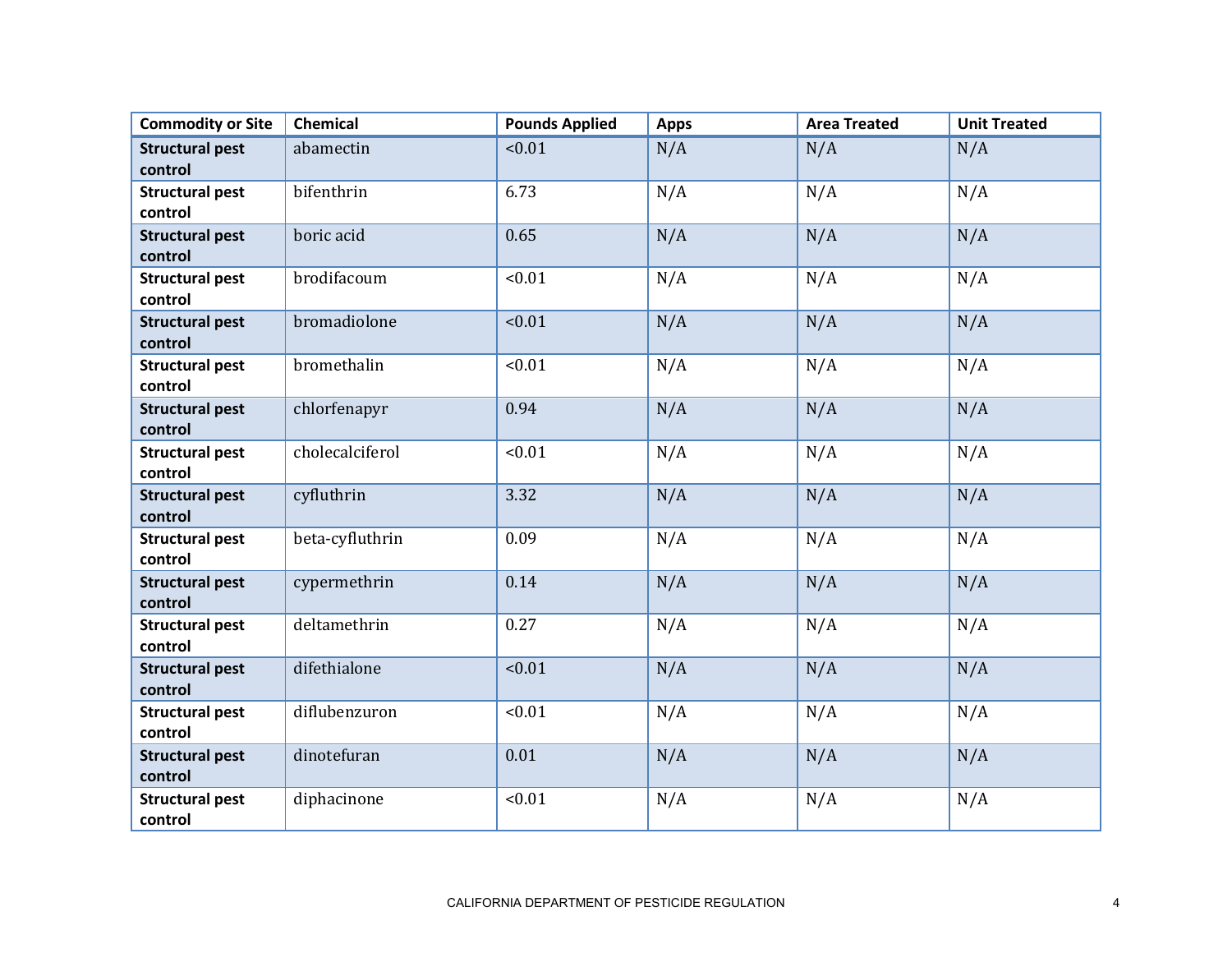| Commodity or Site | Chemical | Pounds Applied | Apps | Area Treated | Unit Treated |
|---|---|---|---|---|---|
| **Structural pest control** | abamectin | <0.01 | N/A | N/A | N/A |
| **Structural pest control** | bifenthrin | 6.73 | N/A | N/A | N/A |
| **Structural pest control** | boric acid | 0.65 | N/A | N/A | N/A |
| **Structural pest control** | brodifacoum | <0.01 | N/A | N/A | N/A |
| **Structural pest control** | bromadiolone | <0.01 | N/A | N/A | N/A |
| **Structural pest control** | bromethalin | <0.01 | N/A | N/A | N/A |
| **Structural pest control** | chlorfenapyr | 0.94 | N/A | N/A | N/A |
| **Structural pest control** | cholecalciferol | <0.01 | N/A | N/A | N/A |
| **Structural pest control** | cyfluthrin | 3.32 | N/A | N/A | N/A |
| **Structural pest control** | beta-cyfluthrin | 0.09 | N/A | N/A | N/A |
| **Structural pest control** | cypermethrin | 0.14 | N/A | N/A | N/A |
| **Structural pest control** | deltamethrin | 0.27 | N/A | N/A | N/A |
| **Structural pest control** | difethialone | <0.01 | N/A | N/A | N/A |
| **Structural pest control** | diflubenzuron | <0.01 | N/A | N/A | N/A |
| **Structural pest control** | dinotefuran | 0.01 | N/A | N/A | N/A |
| **Structural pest control** | diphacinone | <0.01 | N/A | N/A | N/A |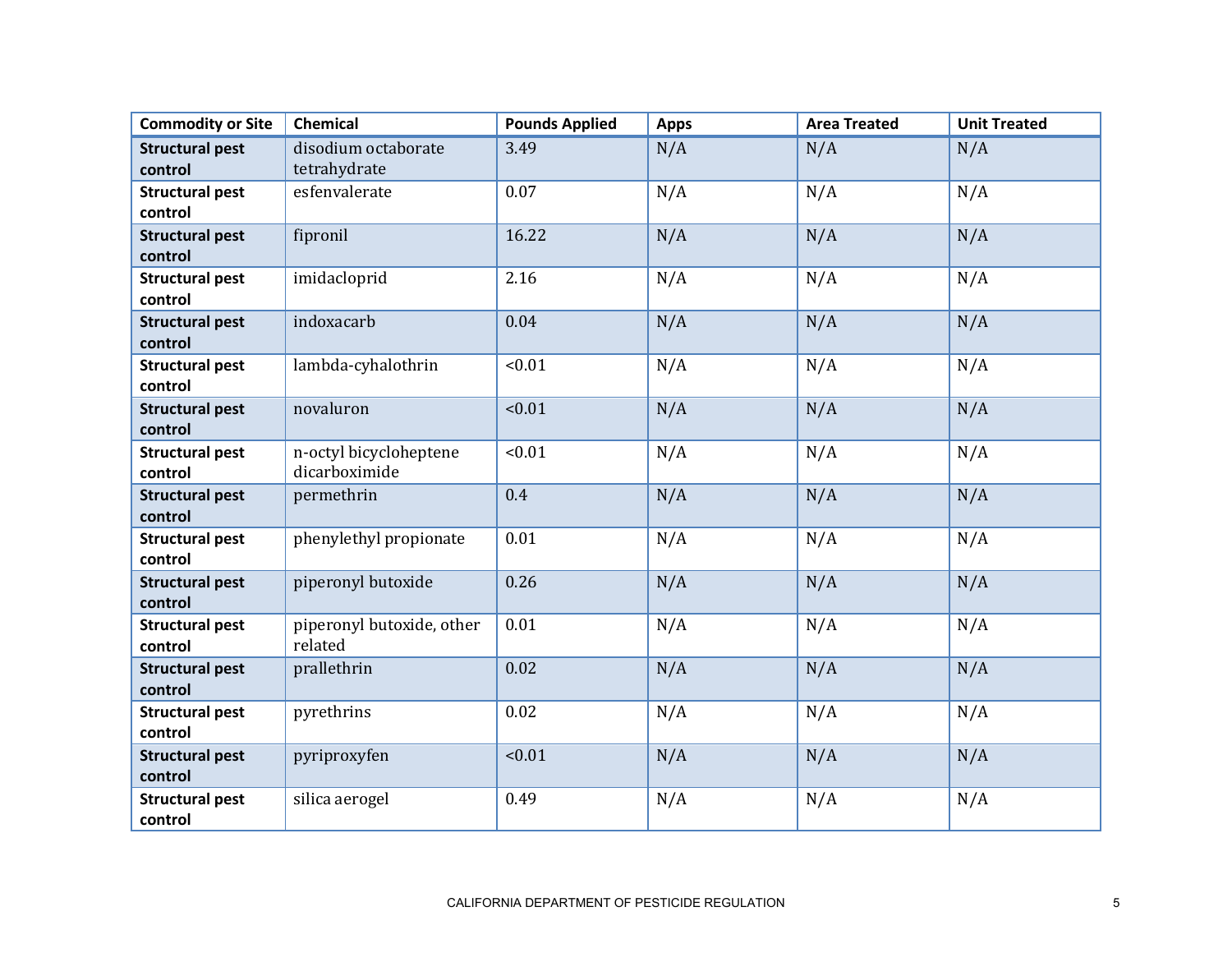| Commodity or Site | Chemical | Pounds Applied | Apps | Area Treated | Unit Treated |
|---|---|---|---|---|---|
| **Structural pest control** | disodium octaborate tetrahydrate | 3.49 | N/A | N/A | N/A |
| **Structural pest control** | esfenvalerate | 0.07 | N/A | N/A | N/A |
| **Structural pest control** | fipronil | 16.22 | N/A | N/A | N/A |
| **Structural pest control** | imidacloprid | 2.16 | N/A | N/A | N/A |
| **Structural pest control** | indoxacarb | 0.04 | N/A | N/A | N/A |
| **Structural pest control** | lambda-cyhalothrin | <0.01 | N/A | N/A | N/A |
| **Structural pest control** | novaluron | <0.01 | N/A | N/A | N/A |
| **Structural pest control** | n-octyl bicycloheptene dicarboximide | <0.01 | N/A | N/A | N/A |
| **Structural pest control** | permethrin | 0.4 | N/A | N/A | N/A |
| **Structural pest control** | phenylethyl propionate | 0.01 | N/A | N/A | N/A |
| **Structural pest control** | piperonyl butoxide | 0.26 | N/A | N/A | N/A |
| **Structural pest control** | piperonyl butoxide, other related | 0.01 | N/A | N/A | N/A |
| **Structural pest control** | prallethrin | 0.02 | N/A | N/A | N/A |
| **Structural pest control** | pyrethrins | 0.02 | N/A | N/A | N/A |
| **Structural pest control** | pyriproxyfen | <0.01 | N/A | N/A | N/A |
| **Structural pest control** | silica aerogel | 0.49 | N/A | N/A | N/A |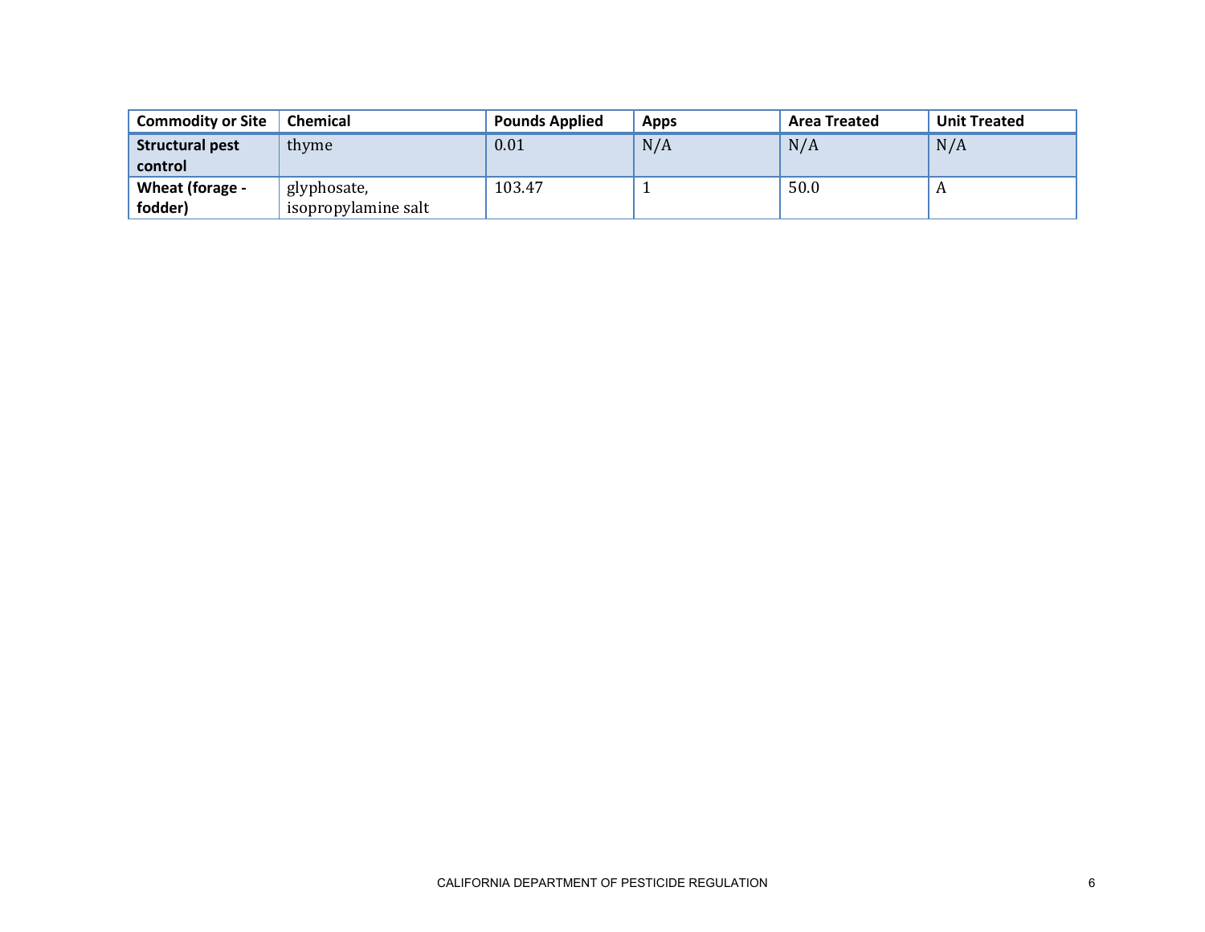| Commodity or Site | Chemical | Pounds Applied | Apps | Area Treated | Unit Treated |
| --- | --- | --- | --- | --- | --- |
| **Structural pest control** | thyme | 0.01 | N/A | N/A | N/A |
| **Wheat (forage - fodder)** | glyphosate, isopropylamine salt | 103.47 | 1 | 50.0 | A |